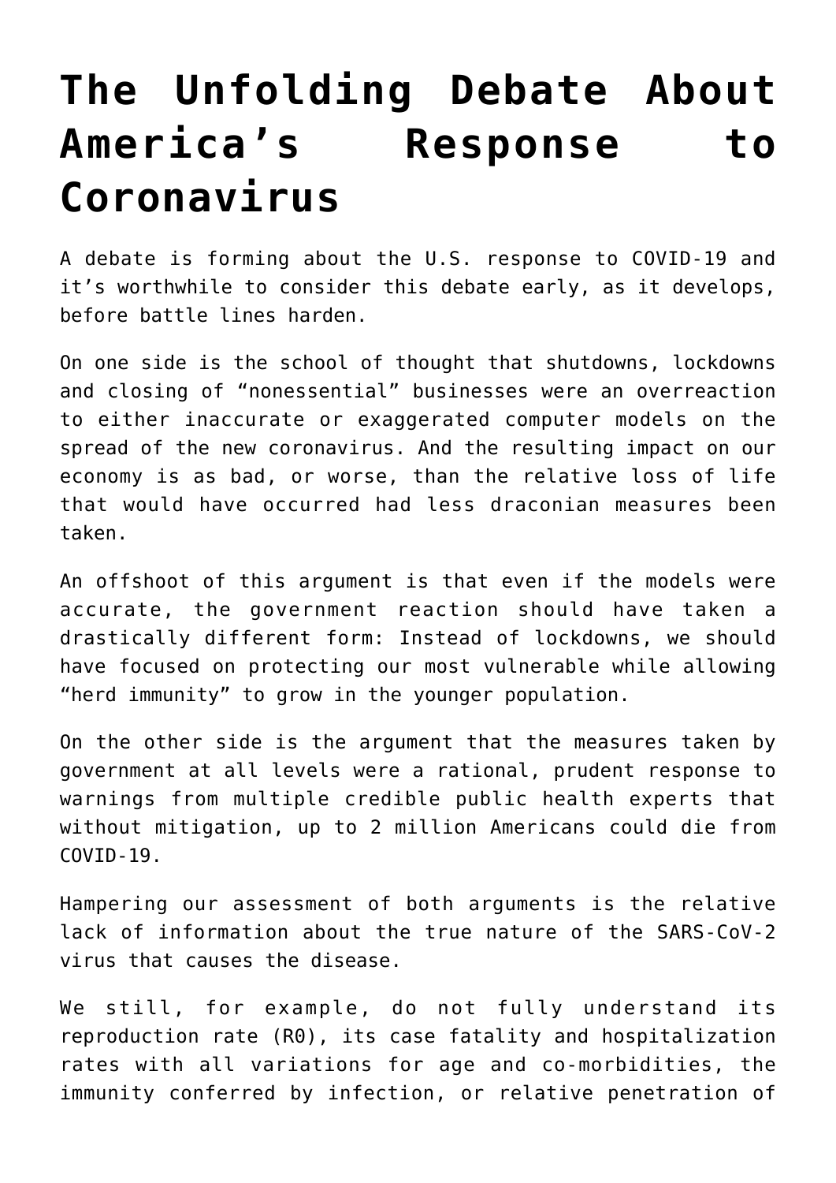# The Unfolding Debate About America's Response to Coronavirus

A debate is forming about the U.S. response to COVID-19 and it's worthwhile to consider this debate early, as it develops, before battle lines harden.

On one side is the school of thought that shutdowns, lockdowns and closing of "nonessential" businesses were an overreaction to either inaccurate or exaggerated computer models on the spread of the new coronavirus. And the resulting impact on our economy is as bad, or worse, than the relative loss of life that would have occurred had less draconian measures been taken.

An offshoot of this argument is that even if the models were accurate, the government reaction should have taken a drastically different form: Instead of lockdowns, we should have focused on protecting our most vulnerable while allowing "herd immunity" to grow in the younger population.

On the other side is the argument that the measures taken by government at all levels were a rational, prudent response to warnings from multiple credible public health experts that without mitigation, up to 2 million Americans could die from COVID-19.

Hampering our assessment of both arguments is the relative lack of information about the true nature of the SARS-CoV-2 virus that causes the disease.

We still, for example, do not fully understand its reproduction rate (R0), its case fatality and hospitalization rates with all variations for age and co-morbidities, the immunity conferred by infection, or relative penetration of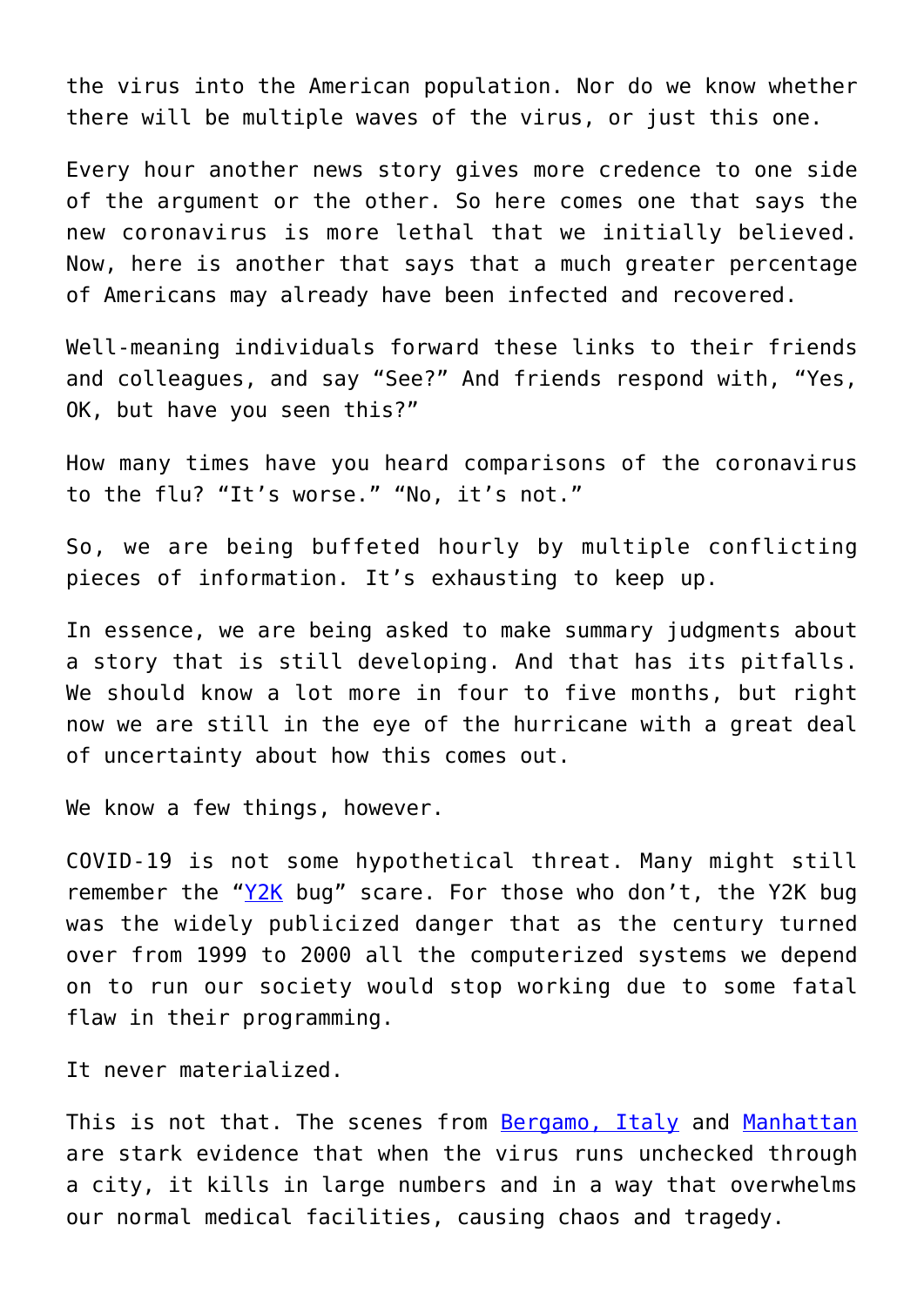the virus into the American population. Nor do we know whether there will be multiple waves of the virus, or just this one.

Every hour another news story gives more credence to one side of the argument or the other. So here comes one that says the new coronavirus is more lethal that we initially believed. Now, here is another that says that a much greater percentage of Americans may already have been infected and recovered.

Well-meaning individuals forward these links to their friends and colleagues, and say “See?” And friends respond with, “Yes, OK, but have you seen this?”

How many times have you heard comparisons of the coronavirus to the flu? “It’s worse.” “No, it’s not.”

So, we are being buffeted hourly by multiple conflicting pieces of information. It’s exhausting to keep up.

In essence, we are being asked to make summary judgments about a story that is still developing. And that has its pitfalls. We should know a lot more in four to five months, but right now we are still in the eye of the hurricane with a great deal of uncertainty about how this comes out.

We know a few things, however.

COVID-19 is not some hypothetical threat. Many might still remember the “Y2K bug” scare. For those who don’t, the Y2K bug was the widely publicized danger that as the century turned over from 1999 to 2000 all the computerized systems we depend on to run our society would stop working due to some fatal flaw in their programming.

It never materialized.

This is not that. The scenes from Bergamo, Italy and Manhattan are stark evidence that when the virus runs unchecked through a city, it kills in large numbers and in a way that overwhelms our normal medical facilities, causing chaos and tragedy.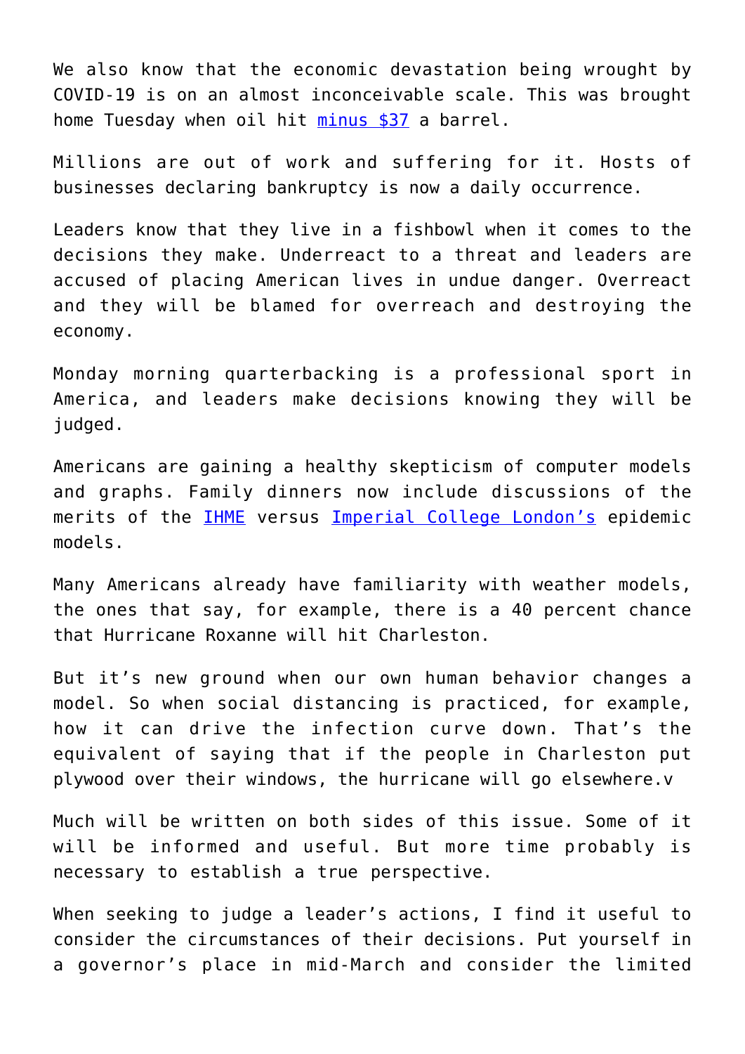We also know that the economic devastation being wrought by COVID-19 is on an almost inconceivable scale. This was brought home Tuesday when oil hit minus $37 a barrel.

Millions are out of work and suffering for it. Hosts of businesses declaring bankruptcy is now a daily occurrence.

Leaders know that they live in a fishbowl when it comes to the decisions they make. Underreact to a threat and leaders are accused of placing American lives in undue danger. Overreact and they will be blamed for overreach and destroying the economy.

Monday morning quarterbacking is a professional sport in America, and leaders make decisions knowing they will be judged.

Americans are gaining a healthy skepticism of computer models and graphs. Family dinners now include discussions of the merits of the IHME versus Imperial College London's epidemic models.

Many Americans already have familiarity with weather models, the ones that say, for example, there is a 40 percent chance that Hurricane Roxanne will hit Charleston.

But it's new ground when our own human behavior changes a model. So when social distancing is practiced, for example, how it can drive the infection curve down. That's the equivalent of saying that if the people in Charleston put plywood over their windows, the hurricane will go elsewhere.v

Much will be written on both sides of this issue. Some of it will be informed and useful. But more time probably is necessary to establish a true perspective.

When seeking to judge a leader's actions, I find it useful to consider the circumstances of their decisions. Put yourself in a governor's place in mid-March and consider the limited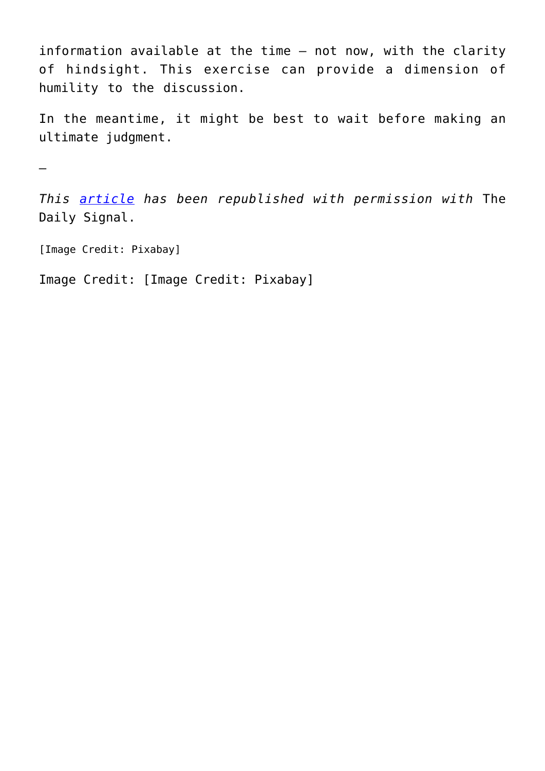information available at the time – not now, with the clarity of hindsight. This exercise can provide a dimension of humility to the discussion.

In the meantime, it might be best to wait before making an ultimate judgment.

—

*This [article](article) has been republished with permission with* The Daily Signal.

[Image Credit: Pixabay]

Image Credit: [Image Credit: Pixabay]